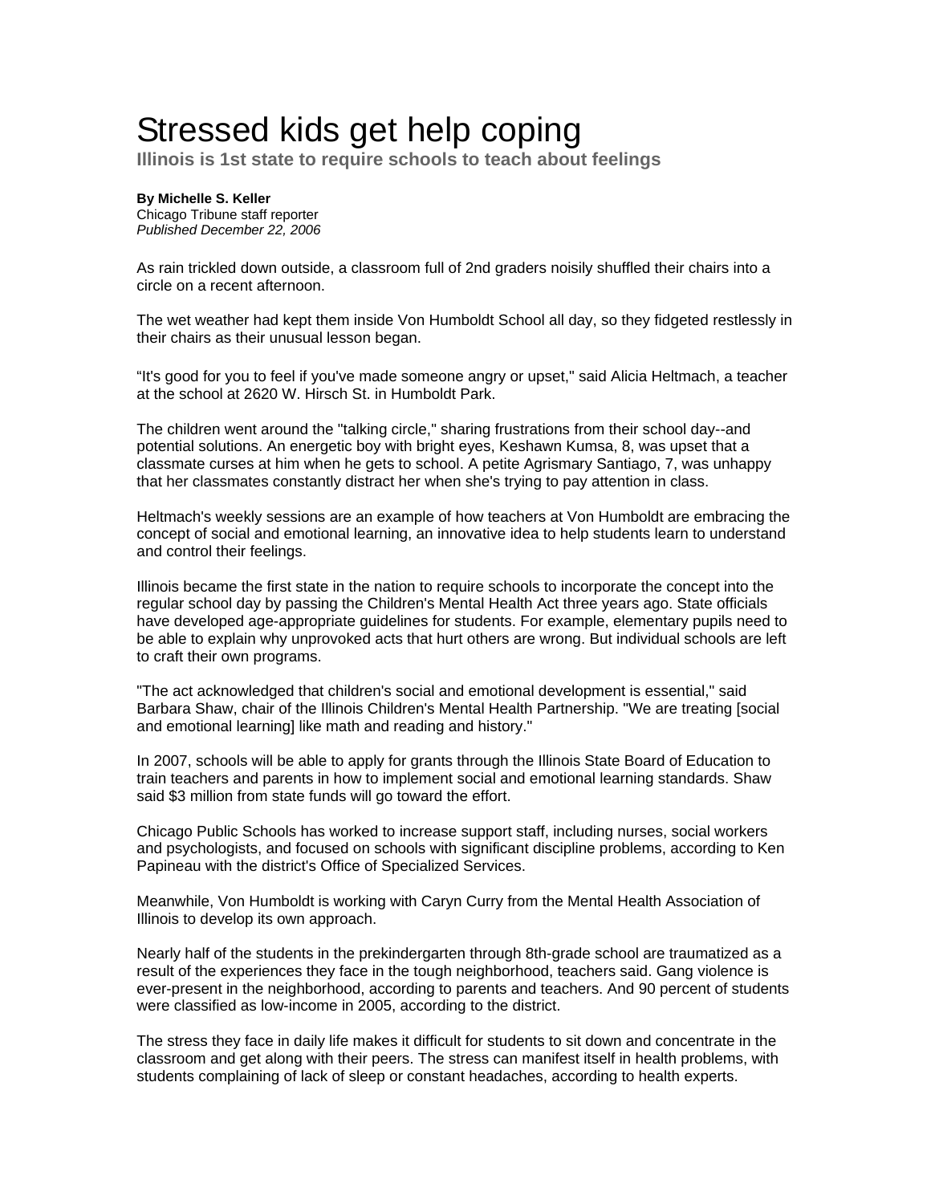# Stressed kids get help coping

**Illinois is 1st state to require schools to teach about feelings**

**By Michelle S. Keller**
Chicago Tribune staff reporter
*Published December 22, 2006*

As rain trickled down outside, a classroom full of 2nd graders noisily shuffled their chairs into a circle on a recent afternoon.

The wet weather had kept them inside Von Humboldt School all day, so they fidgeted restlessly in their chairs as their unusual lesson began.

"It's good for you to feel if you've made someone angry or upset," said Alicia Heltmach, a teacher at the school at 2620 W. Hirsch St. in Humboldt Park.

The children went around the "talking circle," sharing frustrations from their school day--and potential solutions. An energetic boy with bright eyes, Keshawn Kumsa, 8, was upset that a classmate curses at him when he gets to school. A petite Agrismary Santiago, 7, was unhappy that her classmates constantly distract her when she's trying to pay attention in class.

Heltmach's weekly sessions are an example of how teachers at Von Humboldt are embracing the concept of social and emotional learning, an innovative idea to help students learn to understand and control their feelings.

Illinois became the first state in the nation to require schools to incorporate the concept into the regular school day by passing the Children's Mental Health Act three years ago. State officials have developed age-appropriate guidelines for students. For example, elementary pupils need to be able to explain why unprovoked acts that hurt others are wrong. But individual schools are left to craft their own programs.

"The act acknowledged that children's social and emotional development is essential," said Barbara Shaw, chair of the Illinois Children's Mental Health Partnership. "We are treating [social and emotional learning] like math and reading and history."

In 2007, schools will be able to apply for grants through the Illinois State Board of Education to train teachers and parents in how to implement social and emotional learning standards. Shaw said $3 million from state funds will go toward the effort.

Chicago Public Schools has worked to increase support staff, including nurses, social workers and psychologists, and focused on schools with significant discipline problems, according to Ken Papineau with the district's Office of Specialized Services.

Meanwhile, Von Humboldt is working with Caryn Curry from the Mental Health Association of Illinois to develop its own approach.

Nearly half of the students in the prekindergarten through 8th-grade school are traumatized as a result of the experiences they face in the tough neighborhood, teachers said. Gang violence is ever-present in the neighborhood, according to parents and teachers. And 90 percent of students were classified as low-income in 2005, according to the district.

The stress they face in daily life makes it difficult for students to sit down and concentrate in the classroom and get along with their peers. The stress can manifest itself in health problems, with students complaining of lack of sleep or constant headaches, according to health experts.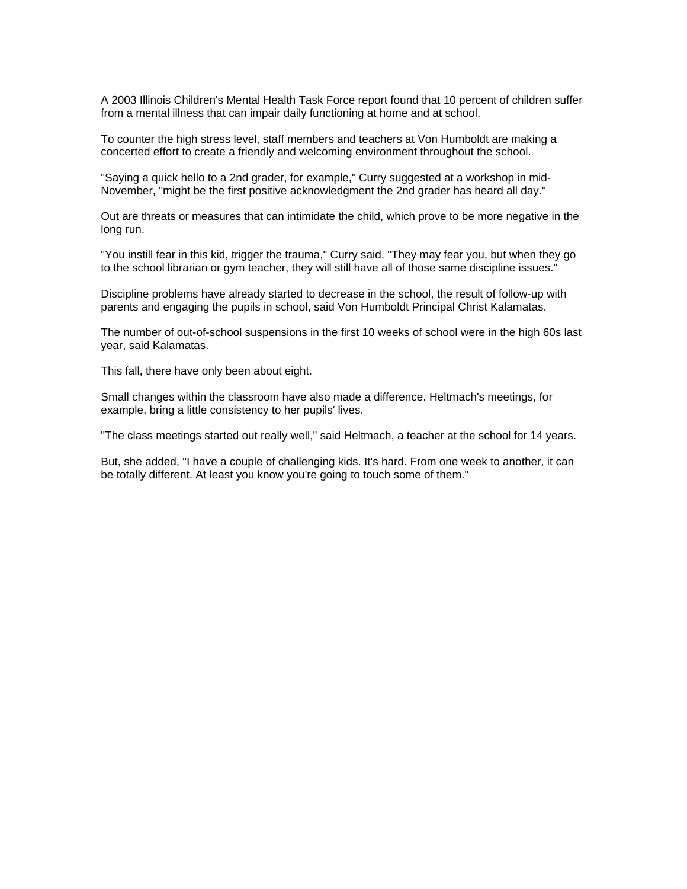A 2003 Illinois Children's Mental Health Task Force report found that 10 percent of children suffer from a mental illness that can impair daily functioning at home and at school.

To counter the high stress level, staff members and teachers at Von Humboldt are making a concerted effort to create a friendly and welcoming environment throughout the school.

"Saying a quick hello to a 2nd grader, for example," Curry suggested at a workshop in mid-November, "might be the first positive acknowledgment the 2nd grader has heard all day."

Out are threats or measures that can intimidate the child, which prove to be more negative in the long run.

"You instill fear in this kid, trigger the trauma," Curry said. "They may fear you, but when they go to the school librarian or gym teacher, they will still have all of those same discipline issues."

Discipline problems have already started to decrease in the school, the result of follow-up with parents and engaging the pupils in school, said Von Humboldt Principal Christ Kalamatas.

The number of out-of-school suspensions in the first 10 weeks of school were in the high 60s last year, said Kalamatas.

This fall, there have only been about eight.

Small changes within the classroom have also made a difference. Heltmach's meetings, for example, bring a little consistency to her pupils' lives.

"The class meetings started out really well," said Heltmach, a teacher at the school for 14 years.

But, she added, "I have a couple of challenging kids. It's hard. From one week to another, it can be totally different. At least you know you're going to touch some of them."